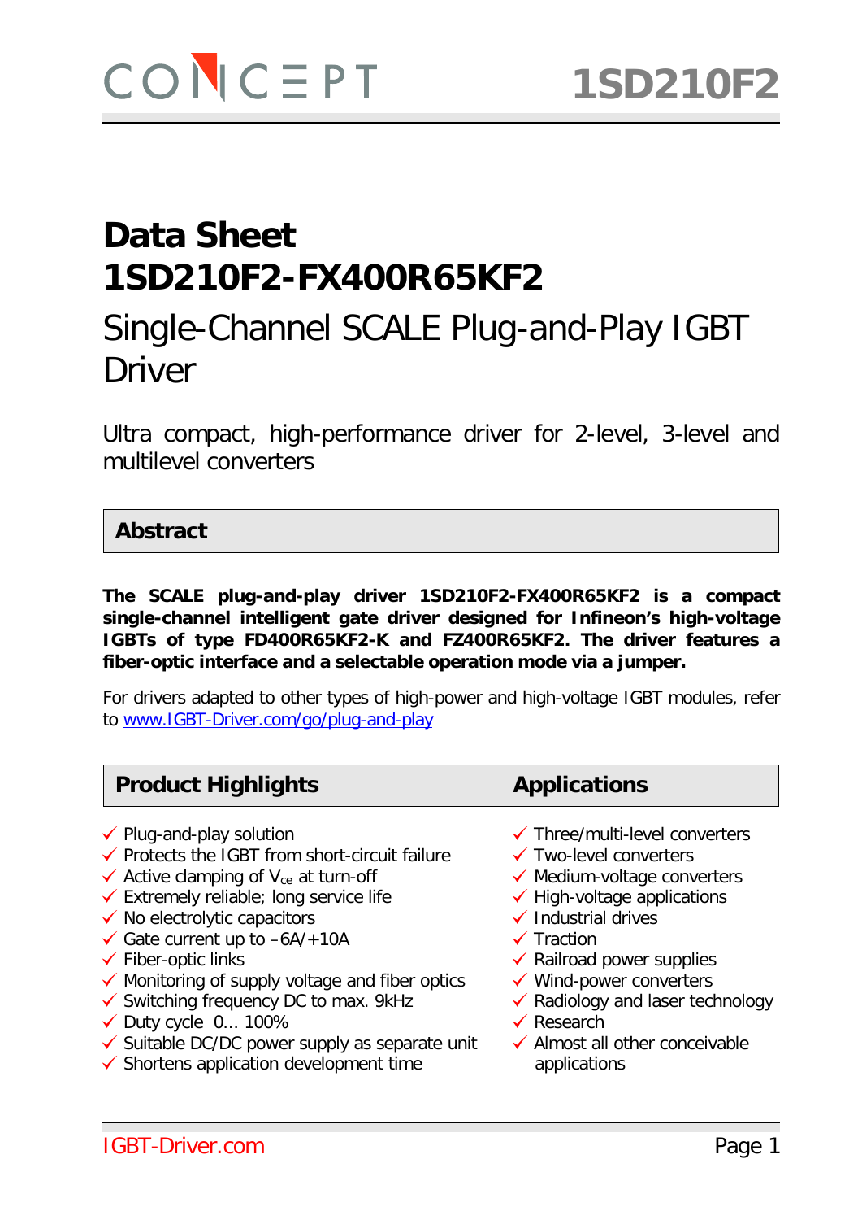# Data Sheet 1SD210F2-FX400R65KF2

## Single-Channel SCALE Plug-and-Play IGBT Driver

Ultra compact, high-performance driver for 2-level, 3-level and multilevel converters

## Abstract

**The SCALE plug-and-play driver 1SD210F2-FX400R65KF2 is a compact single-channel intelligent gate driver designed for Infineon's high-voltage IGBTs of type FD400R65KF2-K and FZ400R65KF2. The driver features a fiber-optic interface and a selectable operation mode via a jumper.**

For drivers adapted to other types of high-power and high-voltage IGBT modules, refer to www.IGBT-Driver.com/go/plug-and-play

## Product Highlights

- ✓ Plug-and-play solution
- ✓ Protects the IGBT from short-circuit failure
- ✓ Active clamping of $V_{ce}$ at turn-off
- ✓ Extremely reliable; long service life
- ✓ No electrolytic capacitors
- ✓ Gate current up to –6A/+10A
- ✓ Fiber-optic links
- ✓ Monitoring of supply voltage and fiber optics
- ✓ Switching frequency DC to max. 9kHz
- ✓ Duty cycle 0... 100%
- ✓ Suitable DC/DC power supply as separate unit
- ✓ Shortens application development time

## Applications

- ✓ Three/multi-level converters
- ✓ Two-level converters
- ✓ Medium-voltage converters
- ✓ High-voltage applications
- ✓ Industrial drives
- ✓ Traction
- ✓ Railroad power supplies
- ✓ Wind-power converters
- ✓ Radiology and laser technology
- ✓ Research
- ✓ Almost all other conceivable applications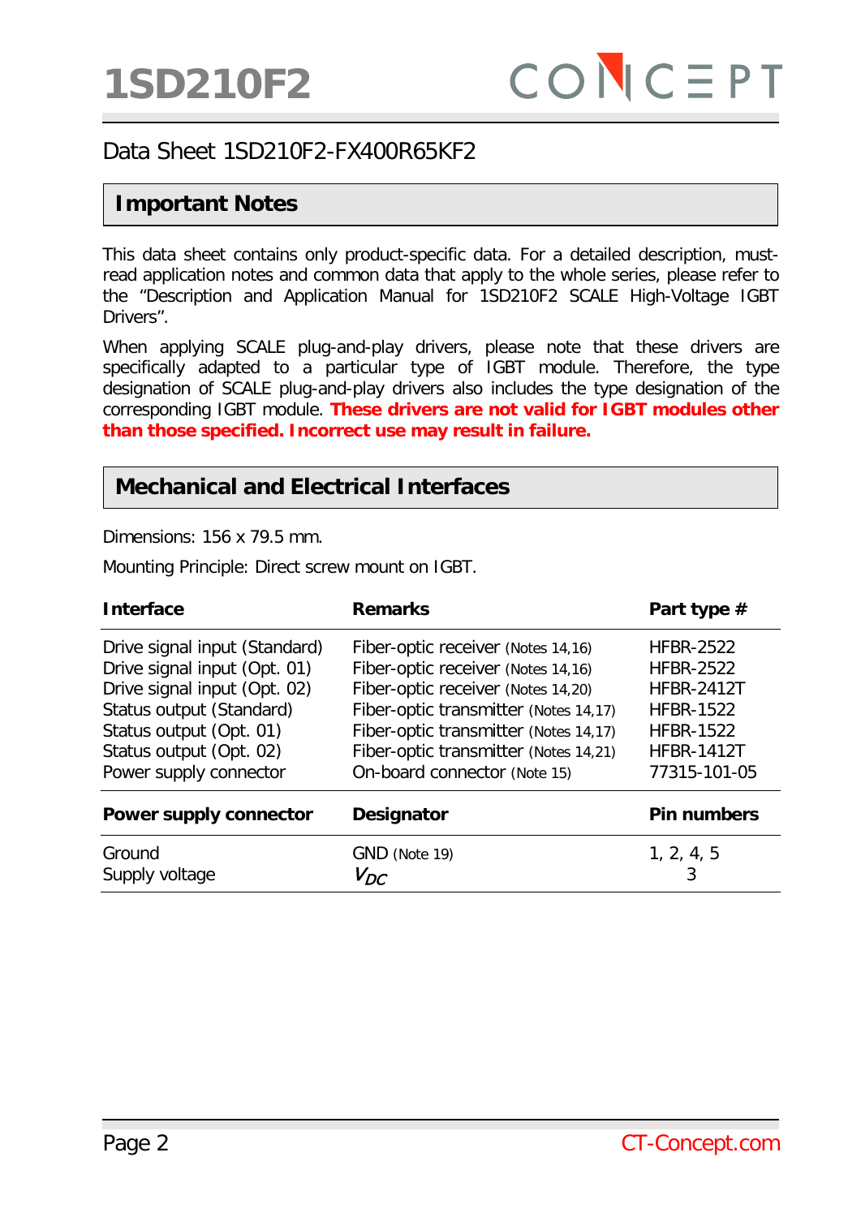Data Sheet 1SD210F2-FX400R65KF2

## Important Notes

This data sheet contains only product-specific data. For a detailed description, must-read application notes and common data that apply to the whole series, please refer to the "Description and Application Manual for 1SD210F2 SCALE High-Voltage IGBT Drivers".

When applying SCALE plug-and-play drivers, please note that these drivers are specifically adapted to a particular type of IGBT module. Therefore, the type designation of SCALE plug-and-play drivers also includes the type designation of the corresponding IGBT module. **These drivers are not valid for IGBT modules other than those specified. Incorrect use may result in failure.**

## Mechanical and Electrical Interfaces

Dimensions: 156 x 79.5 mm.

Mounting Principle: Direct screw mount on IGBT.

| Interface | Remarks | Part type # |
|---|---|---|
| Drive signal input (Standard) | Fiber-optic receiver (Notes 14,16) | HFBR-2522 |
| Drive signal input (Opt. 01) | Fiber-optic receiver (Notes 14,16) | HFBR-2522 |
| Drive signal input (Opt. 02) | Fiber-optic receiver (Notes 14,20) | HFBR-2412T |
| Status output (Standard) | Fiber-optic transmitter (Notes 14,17) | HFBR-1522 |
| Status output (Opt. 01) | Fiber-optic transmitter (Notes 14,17) | HFBR-1522 |
| Status output (Opt. 02) | Fiber-optic transmitter (Notes 14,21) | HFBR-1412T |
| Power supply connector | On-board connector (Note 15) | 77315-101-05 |
| **Power supply connector** | **Designator** | **Pin numbers** |
| Ground | GND (Note 19) | 1, 2, 4, 5 |
| Supply voltage | $V_{DC}$ | 3 |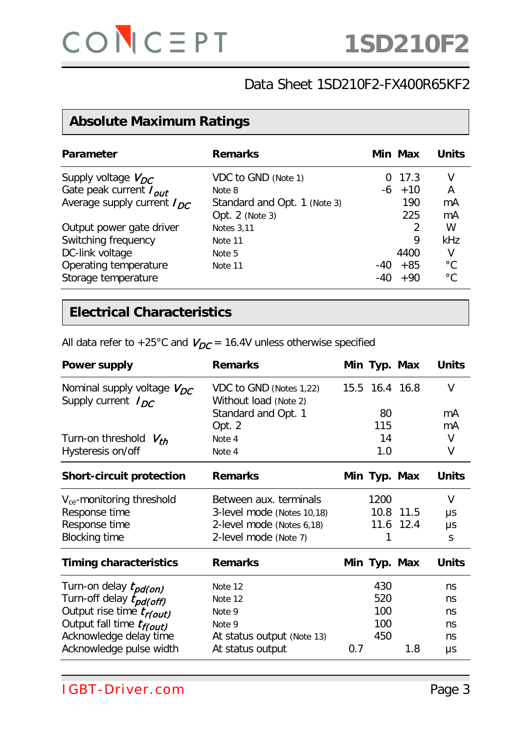Data Sheet 1SD210F2-FX400R65KF2

## Absolute Maximum Ratings

| Parameter | Remarks | Min | Max | Units |
|---|---|---|---|---|
| Supply voltage $V_{DC}$ | VDC to GND (Note 1) | 0 | 17.3 | V |
| Gate peak current $I_{out}$ | Note 8 | -6 | +10 | A |
| Average supply current $I_{DC}$ | Standard and Opt. 1 (Note 3) | | 190 | mA |
| | Opt. 2 (Note 3) | | 225 | mA |
| Output power gate driver | Notes 3,11 | | 2 | W |
| Switching frequency | Note 11 | | 9 | kHz |
| DC-link voltage | Note 5 | | 4400 | V |
| Operating temperature | Note 11 | -40 | +85 | °C |
| Storage temperature | | -40 | +90 | °C |

## Electrical Characteristics

All data refer to +25°C and $V_{DC}$ = 16.4V unless otherwise specified

| Power supply | Remarks | Min | Typ. | Max | Units |
|---|---|---|---|---|---|
| Nominal supply voltage $V_{DC}$ | VDC to GND (Notes 1,22) | 15.5 | 16.4 | 16.8 | V |
| Supply current $I_{DC}$ | Without load (Note 2) | | | | |
| | Standard and Opt. 1 | | 80 | | mA |
| | Opt. 2 | | 115 | | mA |
| Turn-on threshold $V_{th}$ | Note 4 | | 14 | | V |
| Hysteresis on/off | Note 4 | | 1.0 | | V |

| Short-circuit protection | Remarks | Min | Typ. | Max | Units |
|---|---|---|---|---|---|
| $V_{ce}$-monitoring threshold | Between aux. terminals | | 1200 | | V |
| Response time | 3-level mode (Notes 10,18) | | 10.8 | 11.5 | µs |
| Response time | 2-level mode (Notes 6,18) | | 11.6 | 12.4 | µs |
| Blocking time | 2-level mode (Note 7) | | 1 | | s |

| Timing characteristics | Remarks | Min | Typ. | Max | Units |
|---|---|---|---|---|---|
| Turn-on delay $t_{pd(on)}$ | Note 12 | | 430 | | ns |
| Turn-off delay $t_{pd(off)}$ | Note 12 | | 520 | | ns |
| Output rise time $t_{r(out)}$ | Note 9 | | 100 | | ns |
| Output fall time $t_{f(out)}$ | Note 9 | | 100 | | ns |
| Acknowledge delay time | At status output (Note 13) | | 450 | | ns |
| Acknowledge pulse width | At status output | 0.7 | | 1.8 | µs |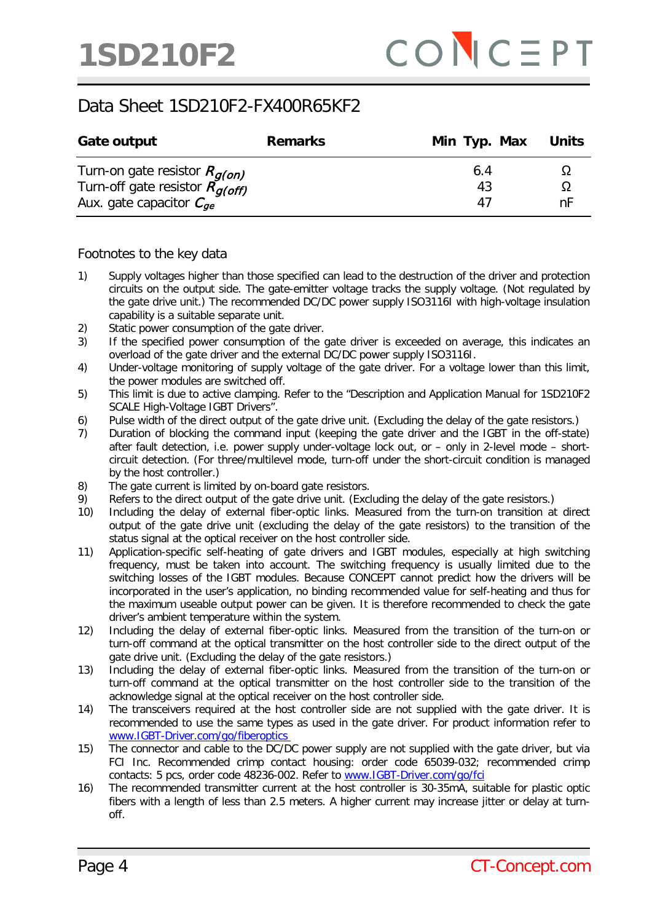# Data Sheet 1SD210F2-FX400R65KF2

| Gate output | Remarks | Min | Typ. | Max | Units |
|---|---|---|---|---|---|
| Turn-on gate resistor $R_{g(on)}$ | | | 6.4 | | Ω |
| Turn-off gate resistor $R_{g(off)}$ | | | 43 | | Ω |
| Aux. gate capacitor $C_{ge}$ | | | 47 | | nF |

Footnotes to the key data

1) Supply voltages higher than those specified can lead to the destruction of the driver and protection circuits on the output side. The gate-emitter voltage tracks the supply voltage. (Not regulated by the gate drive unit.) The recommended DC/DC power supply ISO3116I with high-voltage insulation capability is a suitable separate unit.
2) Static power consumption of the gate driver.
3) If the specified power consumption of the gate driver is exceeded on average, this indicates an overload of the gate driver and the external DC/DC power supply ISO3116I.
4) Under-voltage monitoring of supply voltage of the gate driver. For a voltage lower than this limit, the power modules are switched off.
5) This limit is due to active clamping. Refer to the "Description and Application Manual for 1SD210F2 SCALE High-Voltage IGBT Drivers".
6) Pulse width of the direct output of the gate drive unit. (Excluding the delay of the gate resistors.)
7) Duration of blocking the command input (keeping the gate driver and the IGBT in the off-state) after fault detection, i.e. power supply under-voltage lock out, or – only in 2-level mode – short-circuit detection. (For three/multilevel mode, turn-off under the short-circuit condition is managed by the host controller.)
8) The gate current is limited by on-board gate resistors.
9) Refers to the direct output of the gate drive unit. (Excluding the delay of the gate resistors.)
10) Including the delay of external fiber-optic links. Measured from the turn-on transition at direct output of the gate drive unit (excluding the delay of the gate resistors) to the transition of the status signal at the optical receiver on the host controller side.
11) Application-specific self-heating of gate drivers and IGBT modules, especially at high switching frequency, must be taken into account. The switching frequency is usually limited due to the switching losses of the IGBT modules. Because CONCEPT cannot predict how the drivers will be incorporated in the user's application, no binding recommended value for self-heating and thus for the maximum useable output power can be given. It is therefore recommended to check the gate driver's ambient temperature within the system.
12) Including the delay of external fiber-optic links. Measured from the transition of the turn-on or turn-off command at the optical transmitter on the host controller side to the direct output of the gate drive unit. (Excluding the delay of the gate resistors.)
13) Including the delay of external fiber-optic links. Measured from the transition of the turn-on or turn-off command at the optical transmitter on the host controller side to the transition of the acknowledge signal at the optical receiver on the host controller side.
14) The transceivers required at the host controller side are not supplied with the gate driver. It is recommended to use the same types as used in the gate driver. For product information refer to www.IGBT-Driver.com/go/fiberoptics
15) The connector and cable to the DC/DC power supply are not supplied with the gate driver, but via FCI Inc. Recommended crimp contact housing: order code 65039-032; recommended crimp contacts: 5 pcs, order code 48236-002. Refer to www.IGBT-Driver.com/go/fci
16) The recommended transmitter current at the host controller is 30-35mA, suitable for plastic optic fibers with a length of less than 2.5 meters. A higher current may increase jitter or delay at turn-off.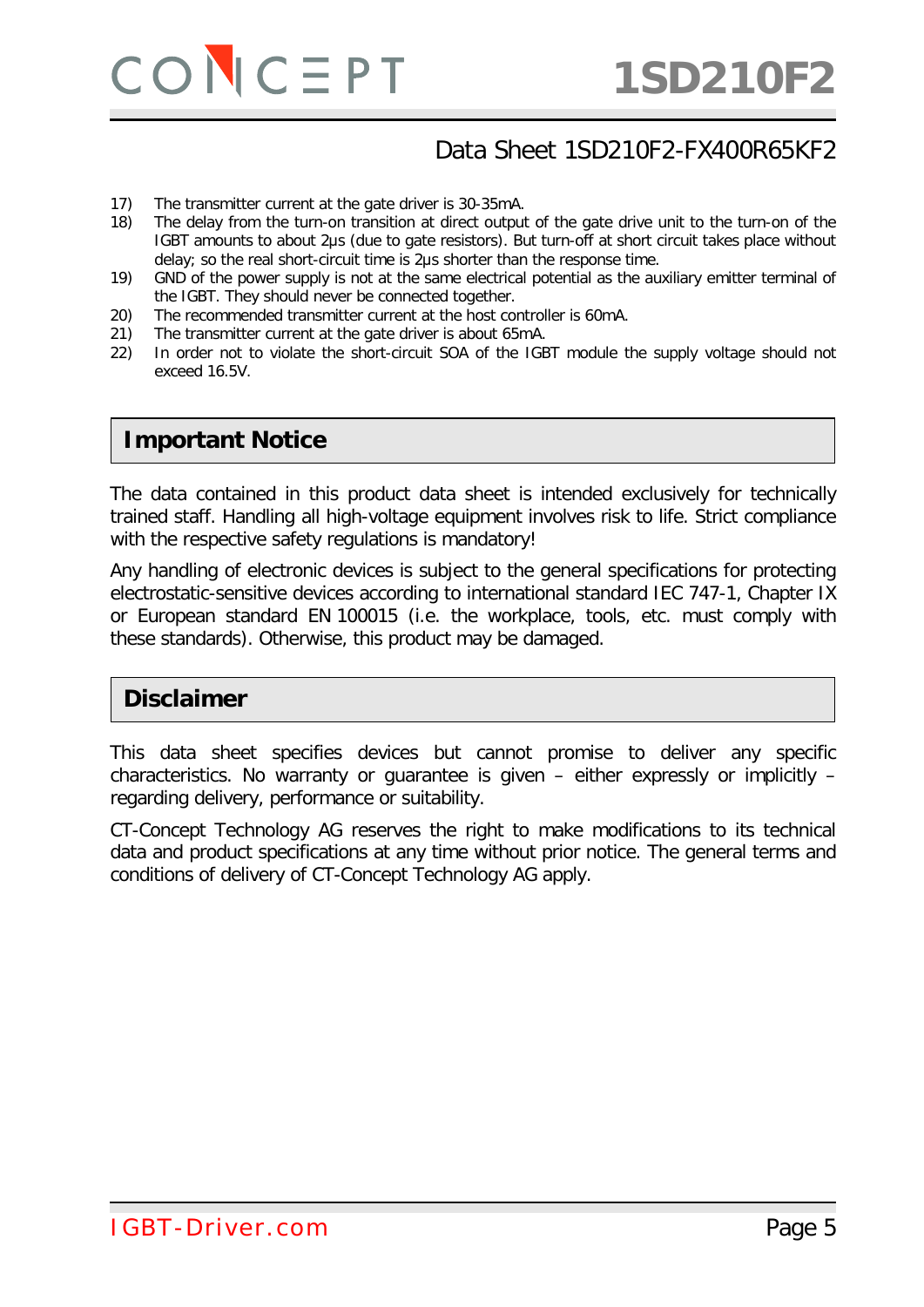17) The transmitter current at the gate driver is 30-35mA.
18) The delay from the turn-on transition at direct output of the gate drive unit to the turn-on of the IGBT amounts to about 2µs (due to gate resistors). But turn-off at short circuit takes place without delay; so the real short-circuit time is 2µs shorter than the response time.
19) GND of the power supply is not at the same electrical potential as the auxiliary emitter terminal of the IGBT. They should never be connected together.
20) The recommended transmitter current at the host controller is 60mA.
21) The transmitter current at the gate driver is about 65mA.
22) In order not to violate the short-circuit SOA of the IGBT module the supply voltage should not exceed 16.5V.

## Important Notice

The data contained in this product data sheet is intended exclusively for technically trained staff. Handling all high-voltage equipment involves risk to life. Strict compliance with the respective safety regulations is mandatory!

Any handling of electronic devices is subject to the general specifications for protecting electrostatic-sensitive devices according to international standard IEC 747-1, Chapter IX or European standard EN 100015 (i.e. the workplace, tools, etc. must comply with these standards). Otherwise, this product may be damaged.

## Disclaimer

This data sheet specifies devices but cannot promise to deliver any specific characteristics. No warranty or guarantee is given – either expressly or implicitly – regarding delivery, performance or suitability.

CT-Concept Technology AG reserves the right to make modifications to its technical data and product specifications at any time without prior notice. The general terms and conditions of delivery of CT-Concept Technology AG apply.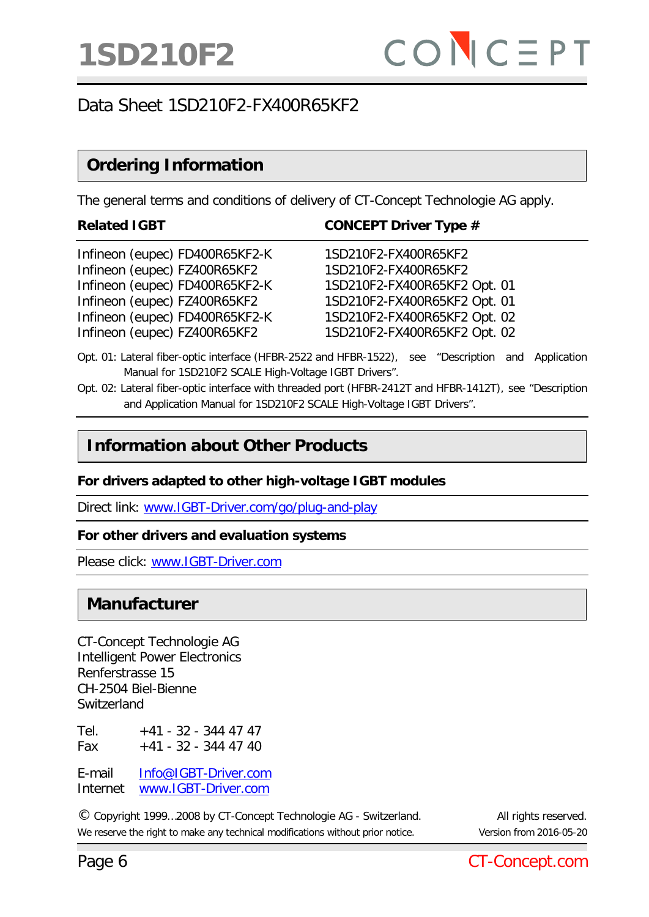Data Sheet 1SD210F2-FX400R65KF2

## Ordering Information

The general terms and conditions of delivery of CT-Concept Technologie AG apply.

| Related IGBT | CONCEPT Driver Type # |
|---|---|
| Infineon (eupec) FD400R65KF2-K | 1SD210F2-FX400R65KF2 |
| Infineon (eupec) FZ400R65KF2 | 1SD210F2-FX400R65KF2 |
| Infineon (eupec) FD400R65KF2-K | 1SD210F2-FX400R65KF2 Opt. 01 |
| Infineon (eupec) FZ400R65KF2 | 1SD210F2-FX400R65KF2 Opt. 01 |
| Infineon (eupec) FD400R65KF2-K | 1SD210F2-FX400R65KF2 Opt. 02 |
| Infineon (eupec) FZ400R65KF2 | 1SD210F2-FX400R65KF2 Opt. 02 |

Opt. 01: Lateral fiber-optic interface (HFBR-2522 and HFBR-1522), see "Description and Application Manual for 1SD210F2 SCALE High-Voltage IGBT Drivers".

Opt. 02: Lateral fiber-optic interface with threaded port (HFBR-2412T and HFBR-1412T), see "Description and Application Manual for 1SD210F2 SCALE High-Voltage IGBT Drivers".

## Information about Other Products

**For drivers adapted to other high-voltage IGBT modules**

Direct link: www.IGBT-Driver.com/go/plug-and-play

**For other drivers and evaluation systems**

Please click: www.IGBT-Driver.com

## Manufacturer

CT-Concept Technologie AG
Intelligent Power Electronics
Renferstrasse 15
CH-2504 Biel-Bienne
Switzerland

Tel. +41 - 32 - 344 47 47
Fax +41 - 32 - 344 47 40

E-mail Info@IGBT-Driver.com
Internet www.IGBT-Driver.com

© Copyright 1999...2008 by CT-Concept Technologie AG - Switzerland. All rights reserved.
We reserve the right to make any technical modifications without prior notice. Version from 2016-05-20